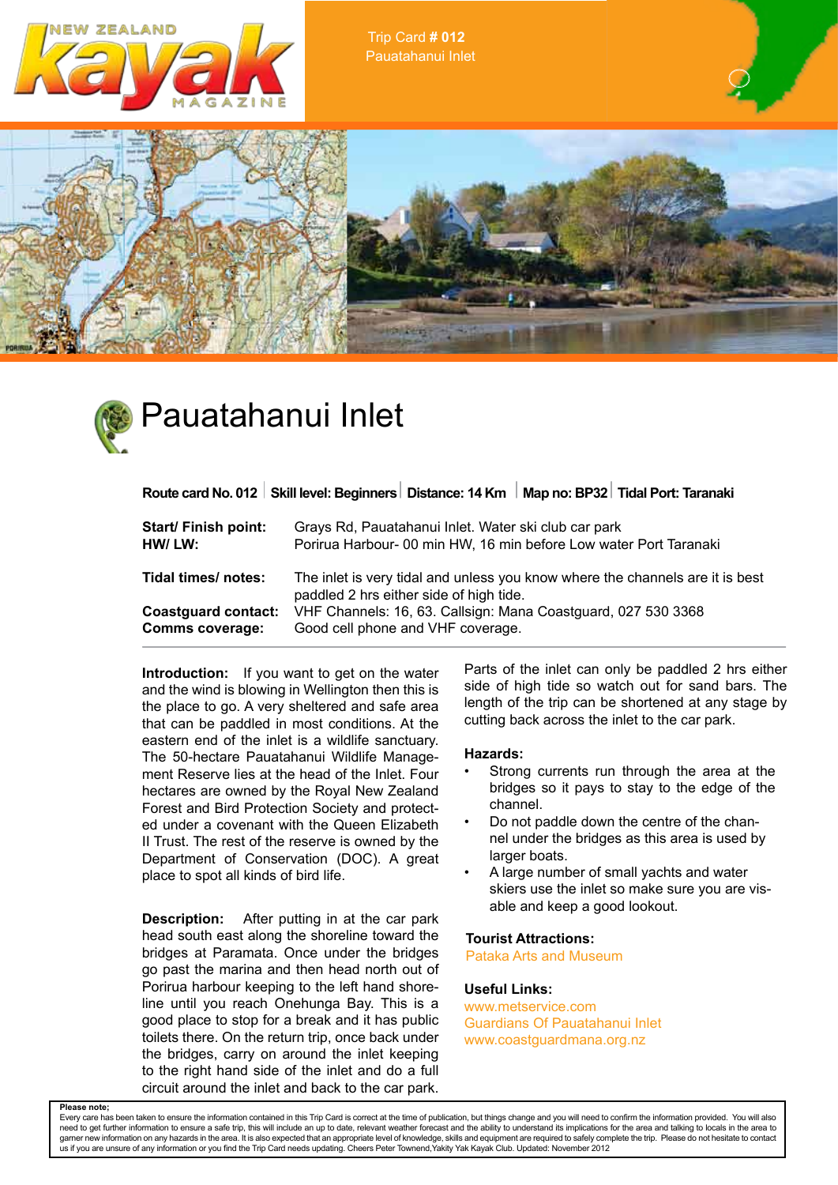NEW ZEALAND kayak MAGAZINE

Trip Card # 012
Pauatahanui Inlet

# Pauatahanui Inlet

**Route card No. 012** | **Skill level: Beginners** | **Distance: 14 Km** | **Map no: BP32** | **Tidal Port: Taranaki**

| | |
|---|---|
| **Start/ Finish point:** | Grays Rd, Pauatahanui Inlet. Water ski club car park |
| **HW/ LW:** | Porirua Harbour- 00 min HW, 16 min before Low water Port Taranaki |
| **Tidal times/ notes:** | The inlet is very tidal and unless you know where the channels are it is best paddled 2 hrs either side of high tide. |
| **Coastguard contact:** | VHF Channels: 16, 63. Callsign: Mana Coastguard, 027 530 3368 |
| **Comms coverage:** | Good cell phone and VHF coverage. |

**Introduction:** If you want to get on the water and the wind is blowing in Wellington then this is the place to go. A very sheltered and safe area that can be paddled in most conditions. At the eastern end of the inlet is a wildlife sanctuary. The 50-hectare Pauatahanui Wildlife Management Reserve lies at the head of the Inlet. Four hectares are owned by the Royal New Zealand Forest and Bird Protection Society and protected under a covenant with the Queen Elizabeth II Trust. The rest of the reserve is owned by the Department of Conservation (DOC). A great place to spot all kinds of bird life.

**Description:** After putting in at the car park head south east along the shoreline toward the bridges at Paramata. Once under the bridges go past the marina and then head north out of Porirua harbour keeping to the left hand shoreline until you reach Onehunga Bay. This is a good place to stop for a break and it has public toilets there. On the return trip, once back under the bridges, carry on around the inlet keeping to the right hand side of the inlet and do a full circuit around the inlet and back to the car park.

Parts of the inlet can only be paddled 2 hrs either side of high tide so watch out for sand bars. The length of the trip can be shortened at any stage by cutting back across the inlet to the car park.

**Hazards:**

- Strong currents run through the area at the bridges so it pays to stay to the edge of the channel.
- Do not paddle down the centre of the channel under the bridges as this area is used by larger boats.
- A large number of small yachts and water skiers use the inlet so make sure you are visable and keep a good lookout.

**Tourist Attractions:**
Pataka Arts and Museum

**Useful Links:**
www.metservice.com
Guardians Of Pauatahanui Inlet
www.coastguardmana.org.nz

**Please note;**
Every care has been taken to ensure the information contained in this Trip Card is correct at the time of publication, but things change and you will need to confirm the information provided. You will also need to get further information to ensure a safe trip, this will include an up to date, relevant weather forecast and the ability to understand its implications for the area and talking to locals in the area to garner new information on any hazards in the area. It is also expected that an appropriate level of knowledge, skills and equipment are required to safely complete the trip. Please do not hesitate to contact us if you are unsure of any information or you find the Trip Card needs updating. Cheers Peter Townend,Yakity Yak Kayak Club. Updated: November 2012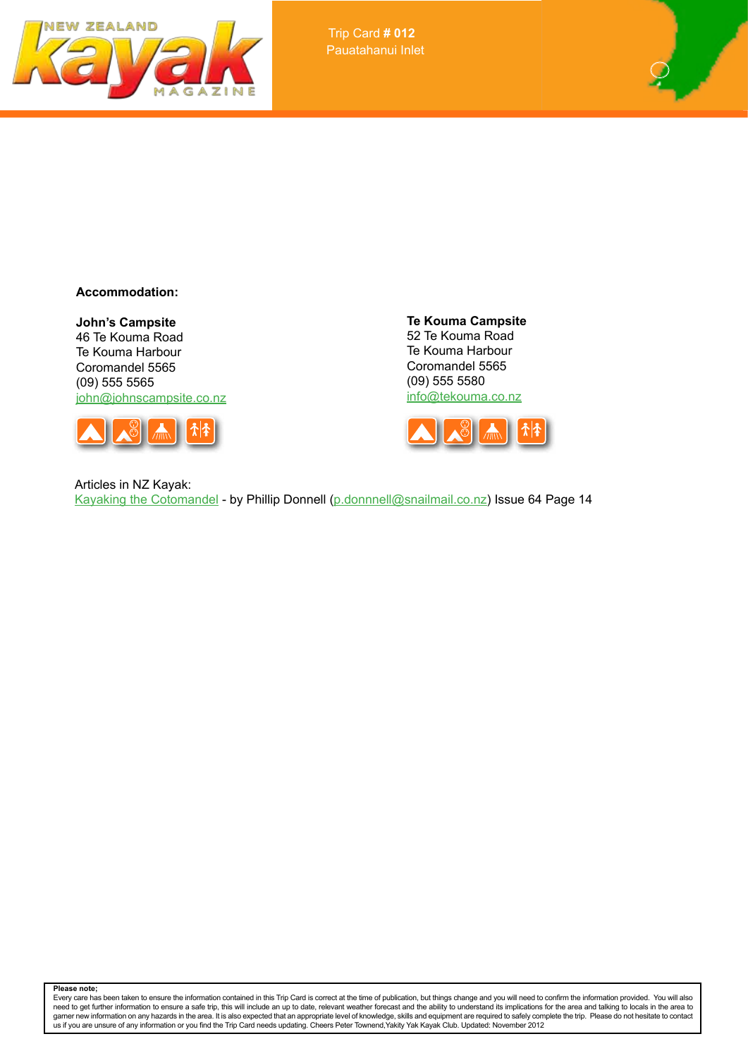**Accommodation:**

**John's Campsite**
46 Te Kouma Road
Te Kouma Harbour
Coromandel 5565
(09) 555 5565
john@johnscampsite.co.nz

**Te Kouma Campsite**
52 Te Kouma Road
Te Kouma Harbour
Coromandel 5565
(09) 555 5580
info@tekouma.co.nz

Articles in NZ Kayak:
Kayaking the Cotomandel - by Phillip Donnell (p.donnnell@snailmail.co.nz) Issue 64 Page 14

**Please note;**
Every care has been taken to ensure the information contained in this Trip Card is correct at the time of publication, but things change and you will need to confirm the information provided. You will also need to get further information to ensure a safe trip, this will include an up to date, relevant weather forecast and the ability to understand its implications for the area and talking to locals in the area to garner new information on any hazards in the area. It is also expected that an appropriate level of knowledge, skills and equipment are required to safely complete the trip. Please do not hesitate to contact us if you are unsure of any information or you find the Trip Card needs updating. Cheers Peter Townend,Yakity Yak Kayak Club. Updated: November 2012